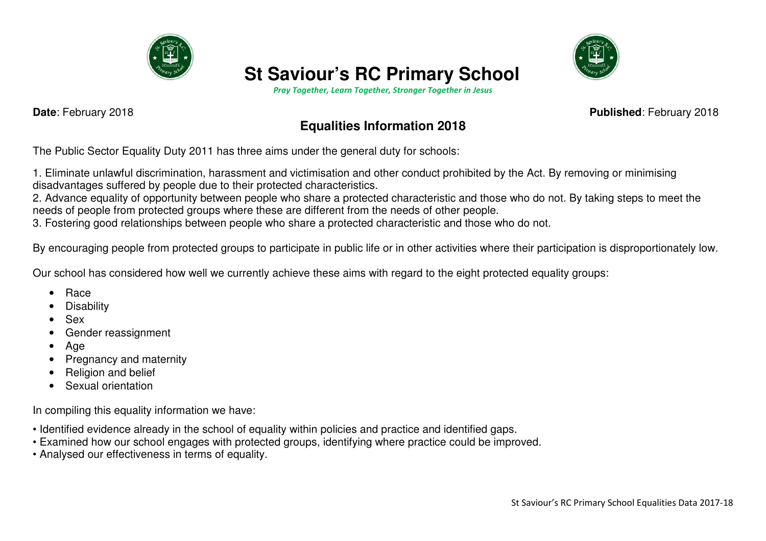# St Saviour's RC Primary School

*Pray Together, Learn Together, Stronger Together in Jesus*

**Date**: February 2018

**Published**: February 2018

## Equalities Information 2018

The Public Sector Equality Duty 2011 has three aims under the general duty for schools:

1. Eliminate unlawful discrimination, harassment and victimisation and other conduct prohibited by the Act. By removing or minimising disadvantages suffered by people due to their protected characteristics.
2. Advance equality of opportunity between people who share a protected characteristic and those who do not. By taking steps to meet the needs of people from protected groups where these are different from the needs of other people.
3. Fostering good relationships between people who share a protected characteristic and those who do not.

By encouraging people from protected groups to participate in public life or in other activities where their participation is disproportionately low.

Our school has considered how well we currently achieve these aims with regard to the eight protected equality groups:

- Race
- Disability
- Sex
- Gender reassignment
- Age
- Pregnancy and maternity
- Religion and belief
- Sexual orientation

In compiling this equality information we have:

- Identified evidence already in the school of equality within policies and practice and identified gaps.
- Examined how our school engages with protected groups, identifying where practice could be improved.
- Analysed our effectiveness in terms of equality.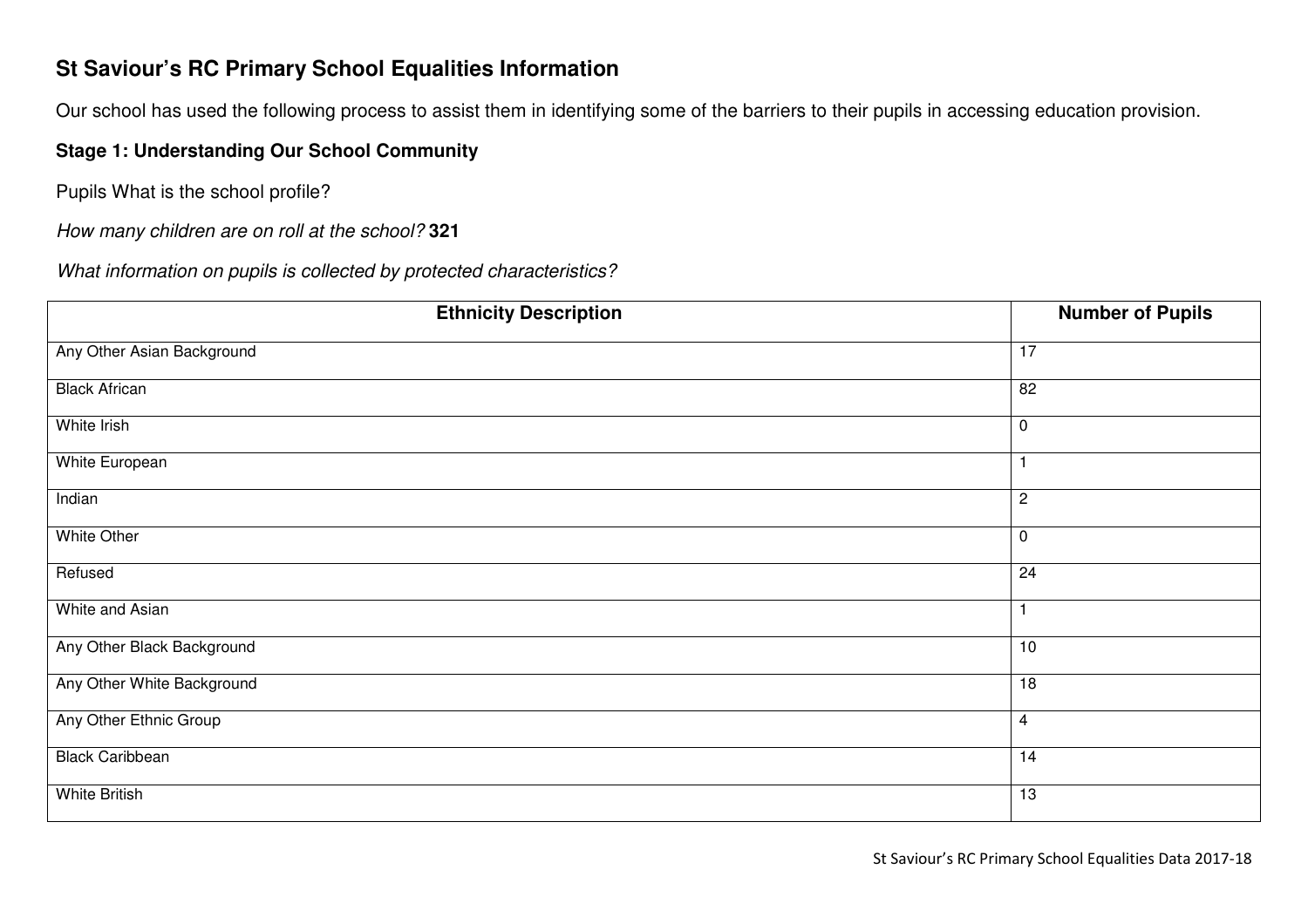# St Saviour's RC Primary School Equalities Information

Our school has used the following process to assist them in identifying some of the barriers to their pupils in accessing education provision.

**Stage 1: Understanding Our School Community**

Pupils What is the school profile?

*How many children are on roll at the school?* **321**

*What information on pupils is collected by protected characteristics?*

| Ethnicity Description | Number of Pupils |
| --- | --- |
| Any Other Asian Background | 17 |
| Black African | 82 |
| White Irish | 0 |
| White European | 1 |
| Indian | 2 |
| White Other | 0 |
| Refused | 24 |
| White and Asian | 1 |
| Any Other Black Background | 10 |
| Any Other White Background | 18 |
| Any Other Ethnic Group | 4 |
| Black Caribbean | 14 |
| White British | 13 |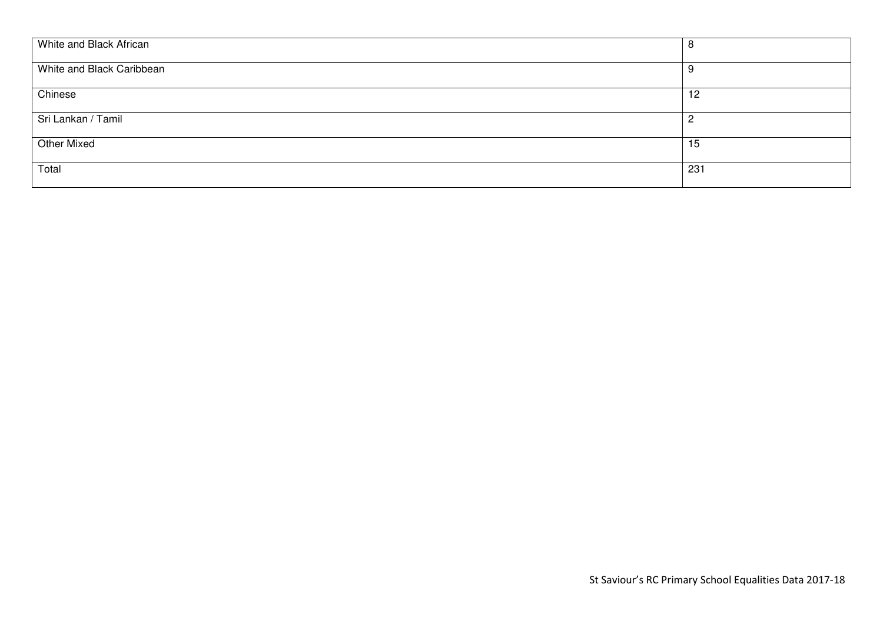| | |
|---|---|
| White and Black African | 8 |
| White and Black Caribbean | 9 |
| Chinese | 12 |
| Sri Lankan / Tamil | 2 |
| Other Mixed | 15 |
| Total | 231 |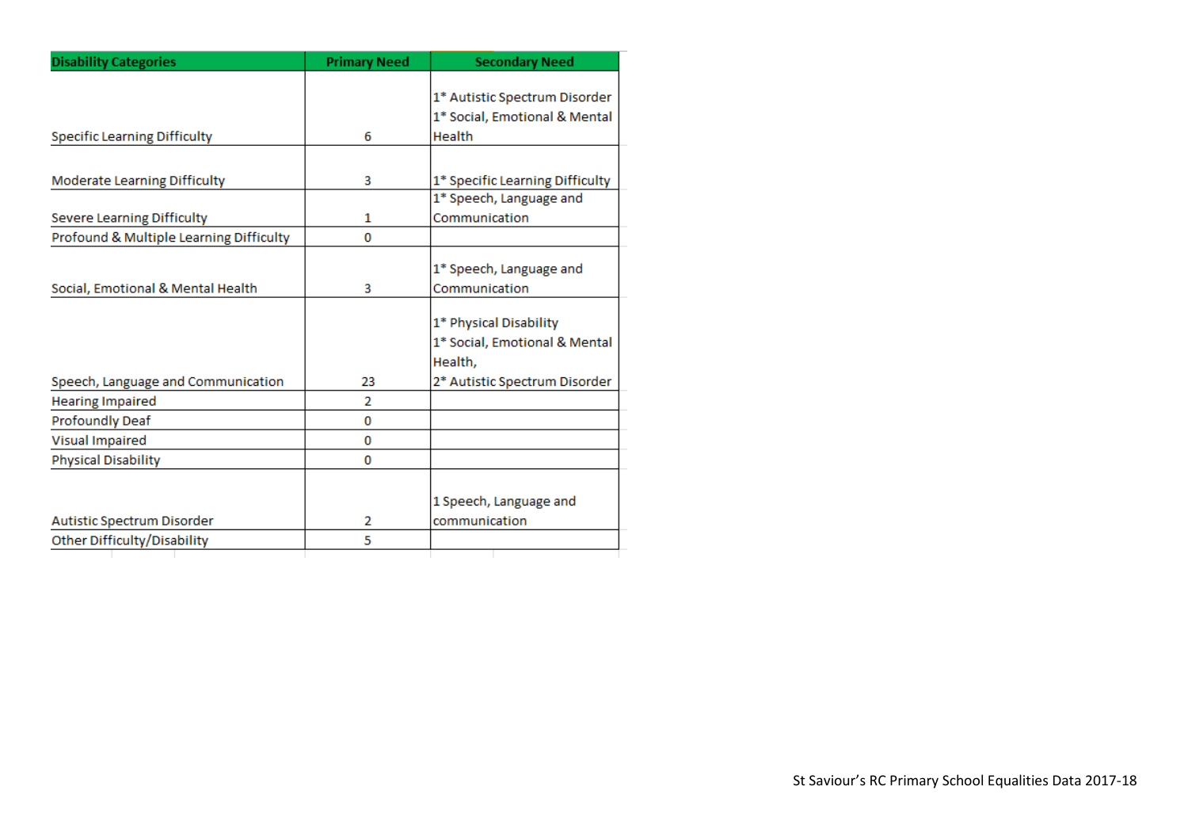| Disability Categories | Primary Need | Secondary Need |
|---|---|---|
| Specific Learning Difficulty | 6 | 1* Autistic Spectrum Disorder<br>1* Social, Emotional & Mental Health |
| Moderate Learning Difficulty | 3 | 1* Specific Learning Difficulty |
| Severe Learning Difficulty | 1 | 1* Speech, Language and Communication |
| Profound & Multiple Learning Difficulty | 0 | |
| Social, Emotional & Mental Health | 3 | 1* Speech, Language and Communication |
| Speech, Language and Communication | 23 | 1* Physical Disability<br>1* Social, Emotional & Mental Health,<br>2* Autistic Spectrum Disorder |
| Hearing Impaired | 2 | |
| Profoundly Deaf | 0 | |
| Visual Impaired | 0 | |
| Physical Disability | 0 | |
| Autistic Spectrum Disorder | 2 | 1 Speech, Language and communication |
| Other Difficulty/Disability | 5 | |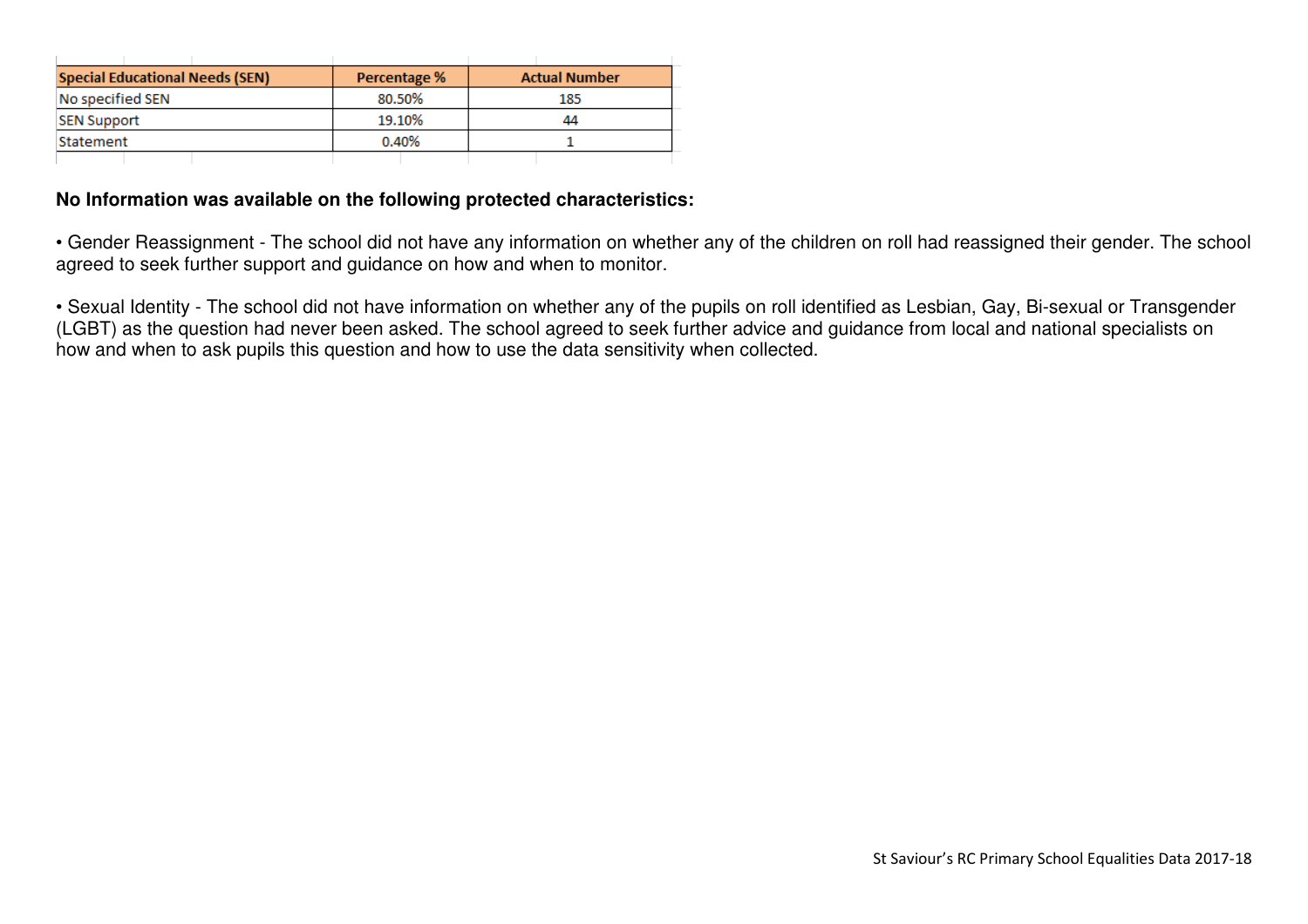| Special Educational Needs (SEN) | Percentage % | Actual Number |
|---|---|---|
| No specified SEN | 80.50% | 185 |
| SEN Support | 19.10% | 44 |
| Statement | 0.40% | 1 |

**No Information was available on the following protected characteristics:**

• Gender Reassignment - The school did not have any information on whether any of the children on roll had reassigned their gender. The school agreed to seek further support and guidance on how and when to monitor.

• Sexual Identity - The school did not have information on whether any of the pupils on roll identified as Lesbian, Gay, Bi-sexual or Transgender (LGBT) as the question had never been asked. The school agreed to seek further advice and guidance from local and national specialists on how and when to ask pupils this question and how to use the data sensitivity when collected.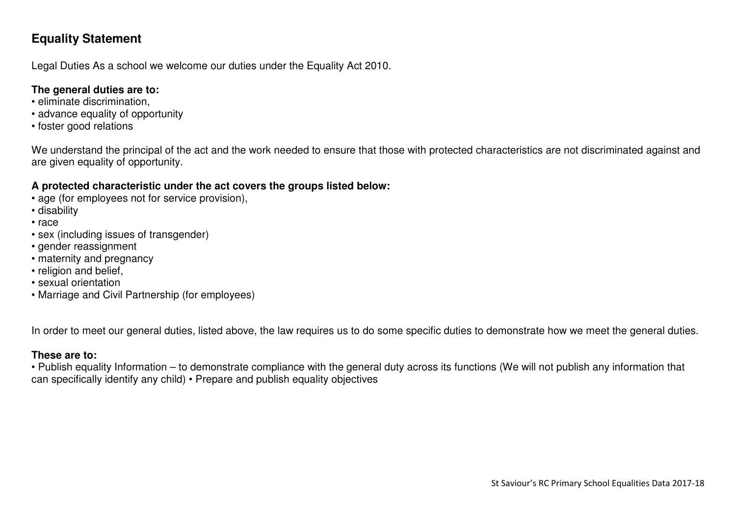## Equality Statement

Legal Duties As a school we welcome our duties under the Equality Act 2010.

**The general duties are to:**

- eliminate discrimination,
- advance equality of opportunity
- foster good relations

We understand the principal of the act and the work needed to ensure that those with protected characteristics are not discriminated against and are given equality of opportunity.

**A protected characteristic under the act covers the groups listed below:**

- age (for employees not for service provision),
- disability
- race
- sex (including issues of transgender)
- gender reassignment
- maternity and pregnancy
- religion and belief,
- sexual orientation
- Marriage and Civil Partnership (for employees)

In order to meet our general duties, listed above, the law requires us to do some specific duties to demonstrate how we meet the general duties.

**These are to:**

• Publish equality Information – to demonstrate compliance with the general duty across its functions (We will not publish any information that can specifically identify any child) • Prepare and publish equality objectives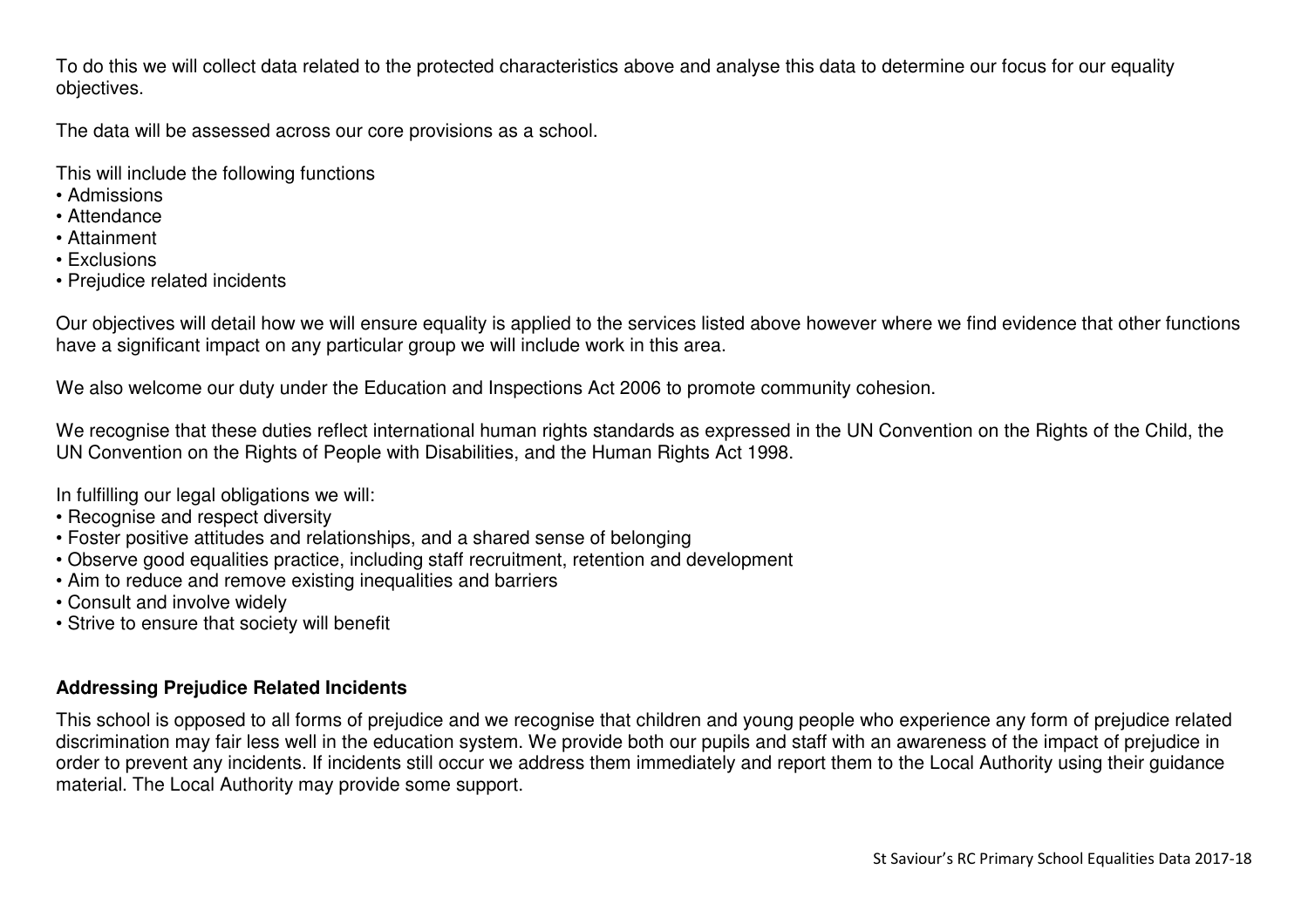To do this we will collect data related to the protected characteristics above and analyse this data to determine our focus for our equality objectives.

The data will be assessed across our core provisions as a school.

This will include the following functions

- Admissions
- Attendance
- Attainment
- Exclusions
- Prejudice related incidents

Our objectives will detail how we will ensure equality is applied to the services listed above however where we find evidence that other functions have a significant impact on any particular group we will include work in this area.

We also welcome our duty under the Education and Inspections Act 2006 to promote community cohesion.

We recognise that these duties reflect international human rights standards as expressed in the UN Convention on the Rights of the Child, the UN Convention on the Rights of People with Disabilities, and the Human Rights Act 1998.

In fulfilling our legal obligations we will:

- Recognise and respect diversity
- Foster positive attitudes and relationships, and a shared sense of belonging
- Observe good equalities practice, including staff recruitment, retention and development
- Aim to reduce and remove existing inequalities and barriers
- Consult and involve widely
- Strive to ensure that society will benefit

**Addressing Prejudice Related Incidents**

This school is opposed to all forms of prejudice and we recognise that children and young people who experience any form of prejudice related discrimination may fair less well in the education system. We provide both our pupils and staff with an awareness of the impact of prejudice in order to prevent any incidents. If incidents still occur we address them immediately and report them to the Local Authority using their guidance material. The Local Authority may provide some support.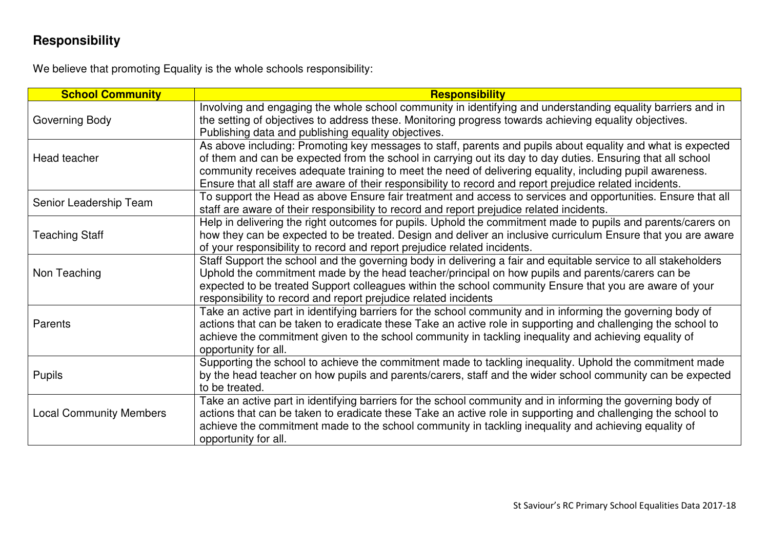## Responsibility

We believe that promoting Equality is the whole schools responsibility:

| School Community | Responsibility |
|---|---|
| Governing Body | Involving and engaging the whole school community in identifying and understanding equality barriers and in the setting of objectives to address these. Monitoring progress towards achieving equality objectives. Publishing data and publishing equality objectives. |
| Head teacher | As above including: Promoting key messages to staff, parents and pupils about equality and what is expected of them and can be expected from the school in carrying out its day to day duties. Ensuring that all school community receives adequate training to meet the need of delivering equality, including pupil awareness. Ensure that all staff are aware of their responsibility to record and report prejudice related incidents. |
| Senior Leadership Team | To support the Head as above Ensure fair treatment and access to services and opportunities. Ensure that all staff are aware of their responsibility to record and report prejudice related incidents. |
| Teaching Staff | Help in delivering the right outcomes for pupils. Uphold the commitment made to pupils and parents/carers on how they can be expected to be treated. Design and deliver an inclusive curriculum Ensure that you are aware of your responsibility to record and report prejudice related incidents. |
| Non Teaching | Staff Support the school and the governing body in delivering a fair and equitable service to all stakeholders Uphold the commitment made by the head teacher/principal on how pupils and parents/carers can be expected to be treated Support colleagues within the school community Ensure that you are aware of your responsibility to record and report prejudice related incidents |
| Parents | Take an active part in identifying barriers for the school community and in informing the governing body of actions that can be taken to eradicate these Take an active role in supporting and challenging the school to achieve the commitment given to the school community in tackling inequality and achieving equality of opportunity for all. |
| Pupils | Supporting the school to achieve the commitment made to tackling inequality. Uphold the commitment made by the head teacher on how pupils and parents/carers, staff and the wider school community can be expected to be treated. |
| Local Community Members | Take an active part in identifying barriers for the school community and in informing the governing body of actions that can be taken to eradicate these Take an active role in supporting and challenging the school to achieve the commitment made to the school community in tackling inequality and achieving equality of opportunity for all. |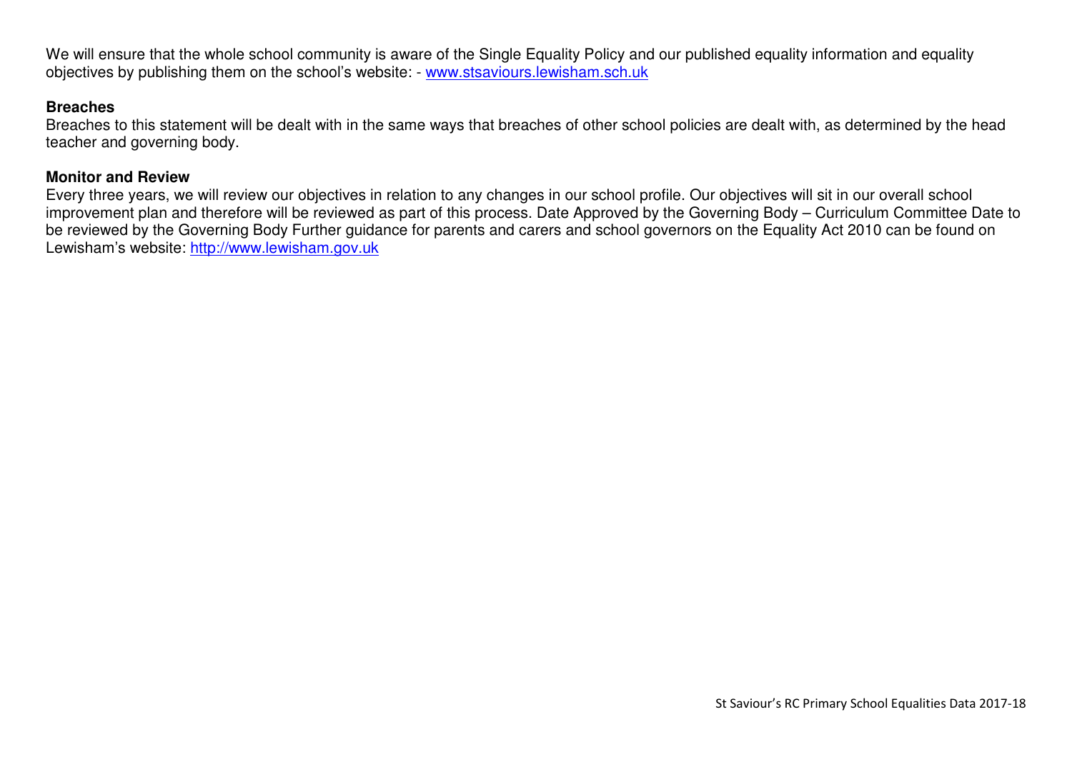We will ensure that the whole school community is aware of the Single Equality Policy and our published equality information and equality objectives by publishing them on the school's website: - [www.stsaviours.lewisham.sch.uk](http://www.stsaviours.lewisham.sch.uk)

**Breaches**

Breaches to this statement will be dealt with in the same ways that breaches of other school policies are dealt with, as determined by the head teacher and governing body.

**Monitor and Review**

Every three years, we will review our objectives in relation to any changes in our school profile. Our objectives will sit in our overall school improvement plan and therefore will be reviewed as part of this process. Date Approved by the Governing Body – Curriculum Committee Date to be reviewed by the Governing Body Further guidance for parents and carers and school governors on the Equality Act 2010 can be found on Lewisham's website: [http://www.lewisham.gov.uk](http://www.lewisham.gov.uk)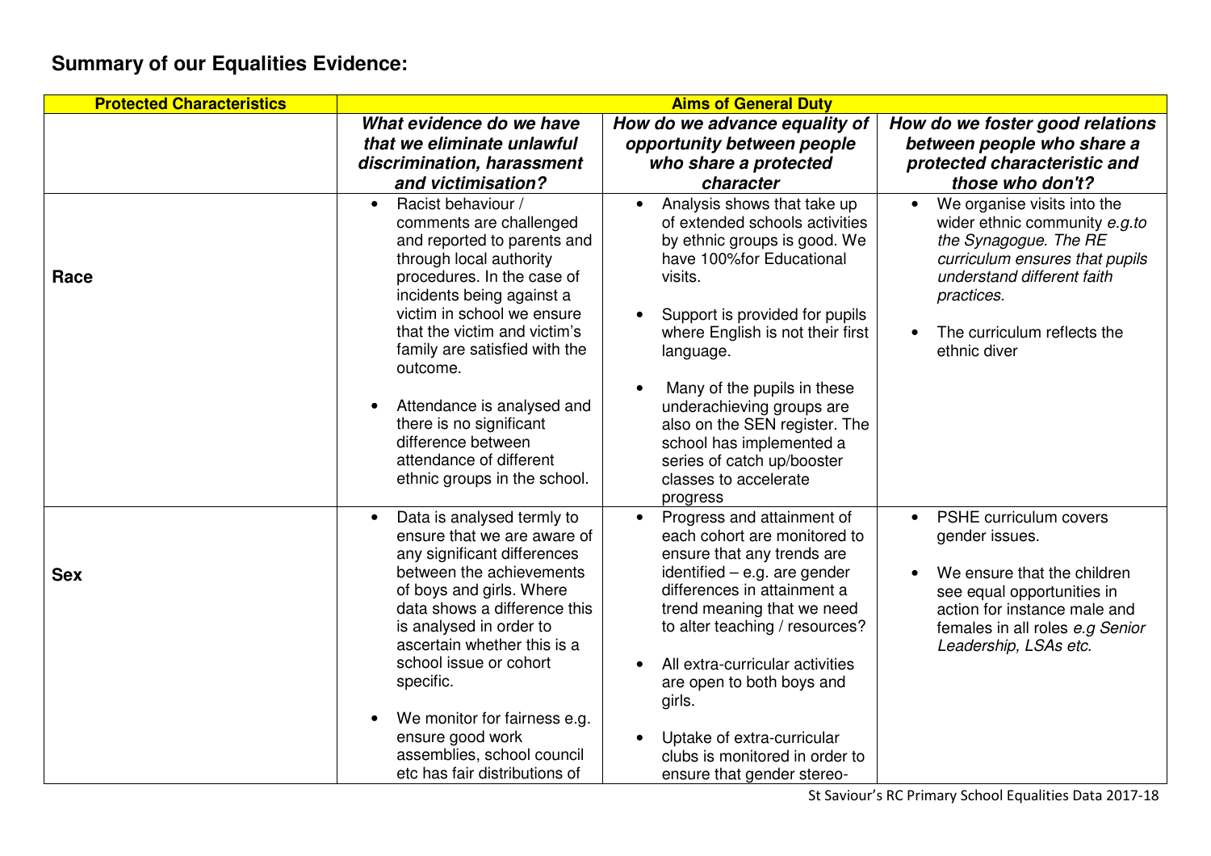## Summary of our Equalities Evidence:

| Protected Characteristics | Aims of General Duty | | |
|---|---|---|---|
| | ***What evidence do we have that we eliminate unlawful discrimination, harassment and victimisation?*** | ***How do we advance equality of opportunity between people who share a protected character*** | ***How do we foster good relations between people who share a protected characteristic and those who don't?*** |
| **Race** | • Racist behaviour / comments are challenged and reported to parents and through local authority procedures. In the case of incidents being against a victim in school we ensure that the victim and victim's family are satisfied with the outcome.<br><br>• Attendance is analysed and there is no significant difference between attendance of different ethnic groups in the school. | • Analysis shows that take up of extended schools activities by ethnic groups is good. We have 100%for Educational visits.<br><br>• Support is provided for pupils where English is not their first language.<br><br>• Many of the pupils in these underachieving groups are also on the SEN register. The school has implemented a series of catch up/booster classes to accelerate progress | • We organise visits into the wider ethnic community *e.g.to the Synagogue. The RE curriculum ensures that pupils understand different faith practices.*<br><br>• The curriculum reflects the ethnic diver |
| **Sex** | • Data is analysed termly to ensure that we are aware of any significant differences between the achievements of boys and girls. Where data shows a difference this is analysed in order to ascertain whether this is a school issue or cohort specific.<br><br>• We monitor for fairness e.g. ensure good work assemblies, school council etc has fair distributions of | • Progress and attainment of each cohort are monitored to ensure that any trends are identified – e.g. are gender differences in attainment a trend meaning that we need to alter teaching / resources?<br><br>• All extra-curricular activities are open to both boys and girls.<br><br>• Uptake of extra-curricular clubs is monitored in order to ensure that gender stereo- | • PSHE curriculum covers gender issues.<br><br>• We ensure that the children see equal opportunities in action for instance male and females in all roles *e.g Senior Leadership, LSAs etc.* |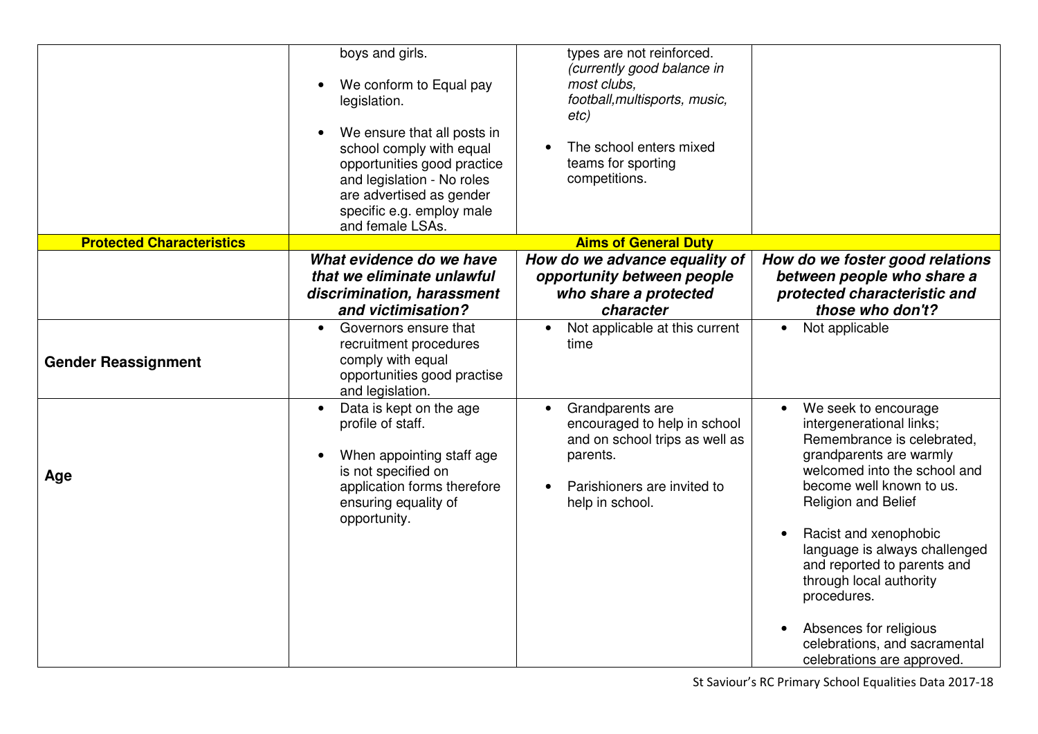| | | | |
|---|---|---|---|
| | boys and girls.<br><br>• We conform to Equal pay legislation.<br><br>• We ensure that all posts in school comply with equal opportunities good practice and legislation - No roles are advertised as gender specific e.g. employ male and female LSAs. | types are not reinforced. *(currently good balance in most clubs, football,multisports, music, etc)*<br><br>• The school enters mixed teams for sporting competitions. | |
| **Protected Characteristics** | **Aims of General Duty** | | |
| | ***What evidence do we have that we eliminate unlawful discrimination, harassment and victimisation?*** | ***How do we advance equality of opportunity between people who share a protected character*** | ***How do we foster good relations between people who share a protected characteristic and those who don't?*** |
| **Gender Reassignment** | • Governors ensure that recruitment procedures comply with equal opportunities good practise and legislation. | • Not applicable at this current time | • Not applicable |
| **Age** | • Data is kept on the age profile of staff.<br><br>• When appointing staff age is not specified on application forms therefore ensuring equality of opportunity. | • Grandparents are encouraged to help in school and on school trips as well as parents.<br><br>• Parishioners are invited to help in school. | • We seek to encourage intergenerational links; Remembrance is celebrated, grandparents are warmly welcomed into the school and become well known to us. Religion and Belief<br><br>• Racist and xenophobic language is always challenged and reported to parents and through local authority procedures.<br><br>• Absences for religious celebrations, and sacramental celebrations are approved. |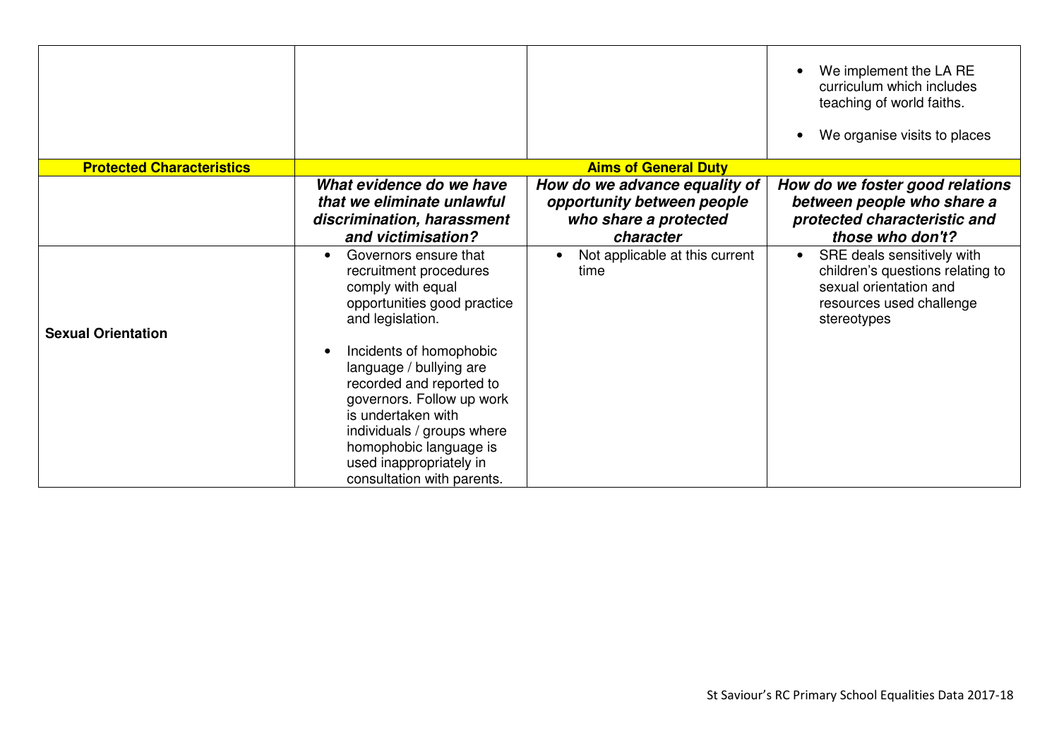| | | | |
|---|---|---|---|
| | | | <ul><li>We implement the LA RE curriculum which includes teaching of world faiths.</li><li>We organise visits to places</li></ul> |
| **Protected Characteristics** | **Aims of General Duty** | | |
| | ***What evidence do we have that we eliminate unlawful discrimination, harassment and victimisation?*** | ***How do we advance equality of opportunity between people who share a protected character*** | ***How do we foster good relations between people who share a protected characteristic and those who don't?*** |
| **Sexual Orientation** | <ul><li>Governors ensure that recruitment procedures comply with equal opportunities good practice and legislation.</li><li>Incidents of homophobic language / bullying are recorded and reported to governors. Follow up work is undertaken with individuals / groups where homophobic language is used inappropriately in consultation with parents.</li></ul> | <ul><li>Not applicable at this current time</li></ul> | <ul><li>SRE deals sensitively with children's questions relating to sexual orientation and resources used challenge stereotypes</li></ul> |